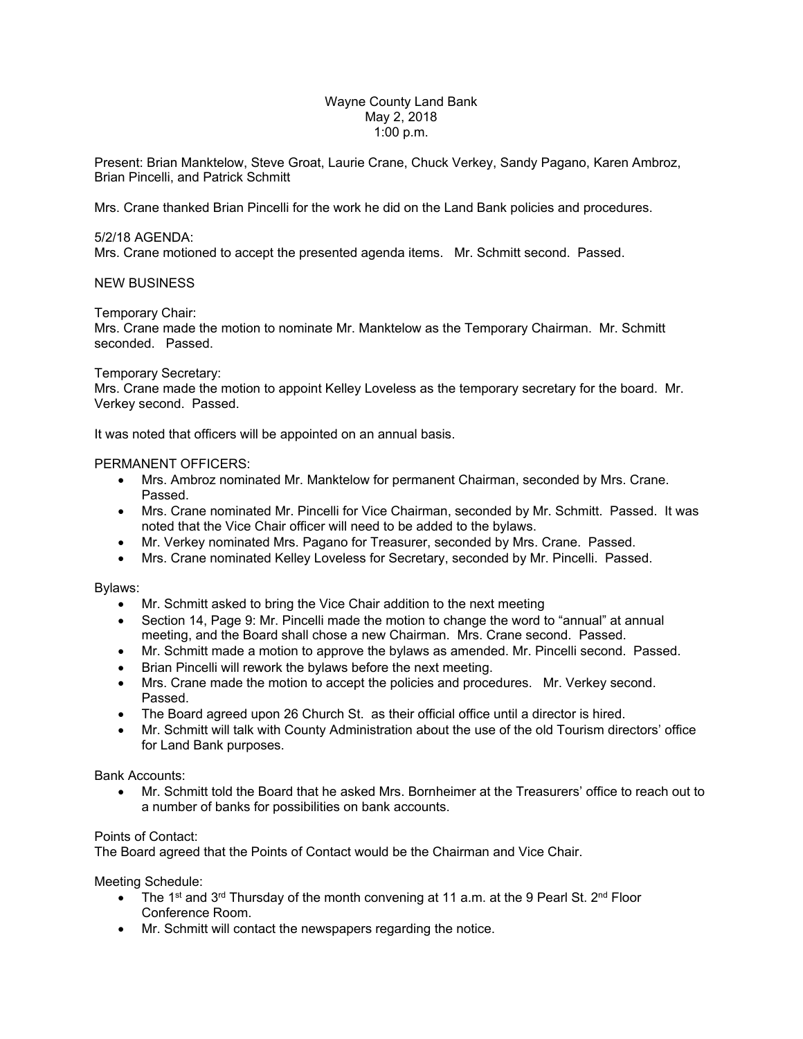Wayne County Land Bank
May 2, 2018
1:00 p.m.

Present: Brian Manktelow, Steve Groat, Laurie Crane, Chuck Verkey, Sandy Pagano, Karen Ambroz, Brian Pincelli, and Patrick Schmitt

Mrs. Crane thanked Brian Pincelli for the work he did on the Land Bank policies and procedures.

5/2/18 AGENDA:
Mrs. Crane motioned to accept the presented agenda items. Mr. Schmitt second. Passed.

NEW BUSINESS

Temporary Chair:
Mrs. Crane made the motion to nominate Mr. Manktelow as the Temporary Chairman. Mr. Schmitt seconded. Passed.

Temporary Secretary:
Mrs. Crane made the motion to appoint Kelley Loveless as the temporary secretary for the board. Mr. Verkey second. Passed.

It was noted that officers will be appointed on an annual basis.

PERMANENT OFFICERS:

- Mrs. Ambroz nominated Mr. Manktelow for permanent Chairman, seconded by Mrs. Crane. Passed.
- Mrs. Crane nominated Mr. Pincelli for Vice Chairman, seconded by Mr. Schmitt. Passed. It was noted that the Vice Chair officer will need to be added to the bylaws.
- Mr. Verkey nominated Mrs. Pagano for Treasurer, seconded by Mrs. Crane. Passed.
- Mrs. Crane nominated Kelley Loveless for Secretary, seconded by Mr. Pincelli. Passed.

Bylaws:

- Mr. Schmitt asked to bring the Vice Chair addition to the next meeting
- Section 14, Page 9: Mr. Pincelli made the motion to change the word to "annual" at annual meeting, and the Board shall chose a new Chairman. Mrs. Crane second. Passed.
- Mr. Schmitt made a motion to approve the bylaws as amended. Mr. Pincelli second. Passed.
- Brian Pincelli will rework the bylaws before the next meeting.
- Mrs. Crane made the motion to accept the policies and procedures. Mr. Verkey second. Passed.
- The Board agreed upon 26 Church St. as their official office until a director is hired.
- Mr. Schmitt will talk with County Administration about the use of the old Tourism directors' office for Land Bank purposes.

Bank Accounts:

- Mr. Schmitt told the Board that he asked Mrs. Bornheimer at the Treasurers' office to reach out to a number of banks for possibilities on bank accounts.

Points of Contact:
The Board agreed that the Points of Contact would be the Chairman and Vice Chair.

Meeting Schedule:

- The 1st and 3rd Thursday of the month convening at 11 a.m. at the 9 Pearl St. 2nd Floor Conference Room.
- Mr. Schmitt will contact the newspapers regarding the notice.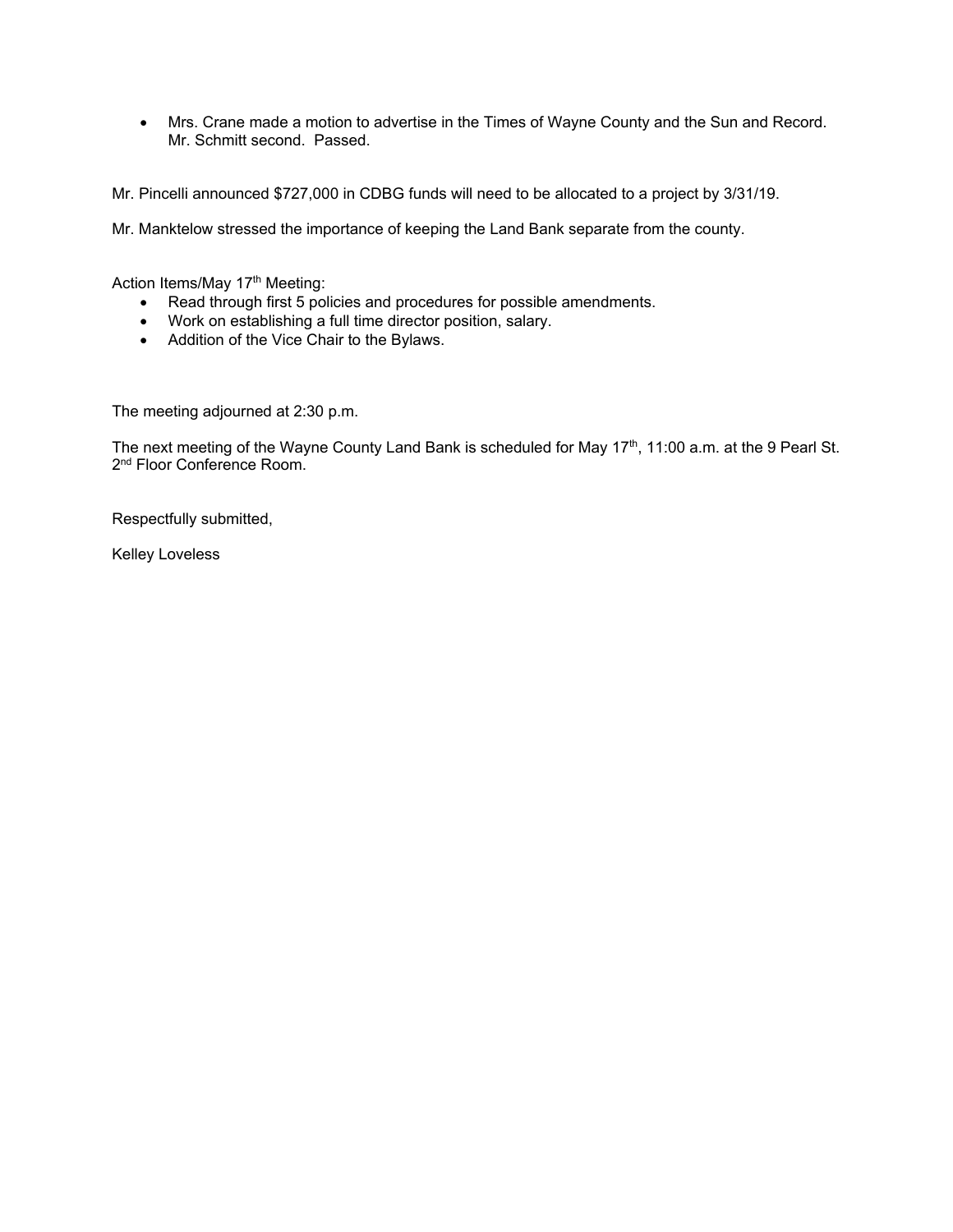- Mrs. Crane made a motion to advertise in the Times of Wayne County and the Sun and Record. Mr. Schmitt second. Passed.

Mr. Pincelli announced $727,000 in CDBG funds will need to be allocated to a project by 3/31/19.

Mr. Manktelow stressed the importance of keeping the Land Bank separate from the county.

Action Items/May 17th Meeting:

- Read through first 5 policies and procedures for possible amendments.
- Work on establishing a full time director position, salary.
- Addition of the Vice Chair to the Bylaws.

The meeting adjourned at 2:30 p.m.

The next meeting of the Wayne County Land Bank is scheduled for May 17th, 11:00 a.m. at the 9 Pearl St. 2nd Floor Conference Room.

Respectfully submitted,

Kelley Loveless